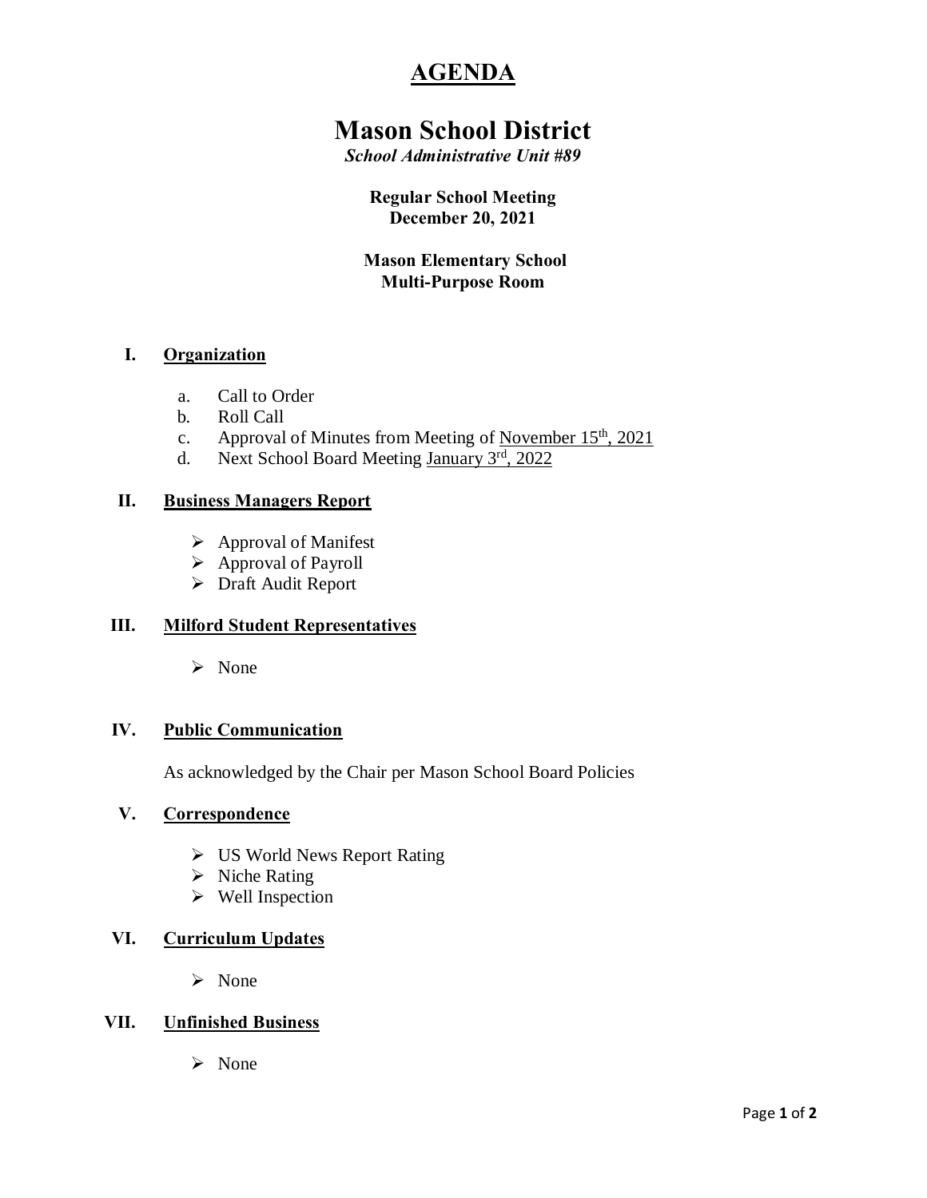# AGENDA

# Mason School District

***School Administrative Unit #89***

**Regular School Meeting**
**December 20, 2021**

**Mason Elementary School**
**Multi-Purpose Room**

## I. Organization

a. Call to Order
b. Roll Call
c. Approval of Minutes from Meeting of November 15th, 2021
d. Next School Board Meeting January 3rd, 2022

## II. Business Managers Report

- Approval of Manifest
- Approval of Payroll
- Draft Audit Report

## III. Milford Student Representatives

- None

## IV. Public Communication

As acknowledged by the Chair per Mason School Board Policies

## V. Correspondence

- US World News Report Rating
- Niche Rating
- Well Inspection

## VI. Curriculum Updates

- None

## VII. Unfinished Business

- None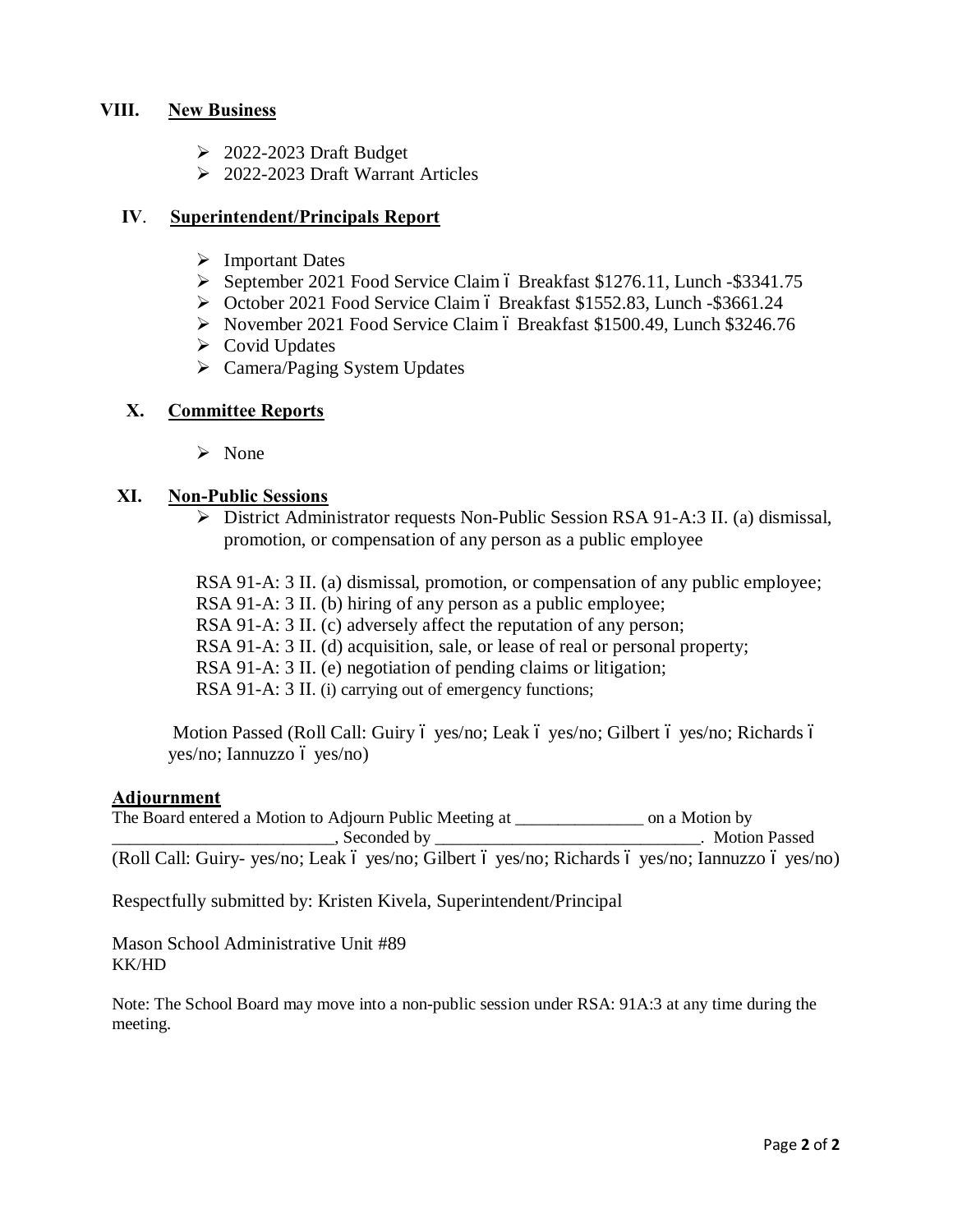## VIII. New Business

- 2022-2023 Draft Budget
- 2022-2023 Draft Warrant Articles

## IV. Superintendent/Principals Report

- Important Dates
- September 2021 Food Service Claim – Breakfast $1276.11, Lunch -$3341.75
- October 2021 Food Service Claim – Breakfast $1552.83, Lunch -$3661.24
- November 2021 Food Service Claim – Breakfast $1500.49, Lunch $3246.76
- Covid Updates
- Camera/Paging System Updates

## X. Committee Reports

- None

## XI. Non-Public Sessions

- District Administrator requests Non-Public Session RSA 91-A:3 II. (a) dismissal, promotion, or compensation of any person as a public employee

RSA 91-A: 3 II. (a) dismissal, promotion, or compensation of any public employee;
RSA 91-A: 3 II. (b) hiring of any person as a public employee;
RSA 91-A: 3 II. (c) adversely affect the reputation of any person;
RSA 91-A: 3 II. (d) acquisition, sale, or lease of real or personal property;
RSA 91-A: 3 II. (e) negotiation of pending claims or litigation;
RSA 91-A: 3 II. (i) carrying out of emergency functions;

Motion Passed (Roll Call: Guiry – yes/no; Leak – yes/no; Gilbert – yes/no; Richards – yes/no; Iannuzzo – yes/no)

**Adjournment**

The Board entered a Motion to Adjourn Public Meeting at _______________ on a Motion by __________________________, Seconded by ________________________________. Motion Passed (Roll Call: Guiry- yes/no; Leak – yes/no; Gilbert – yes/no; Richards – yes/no; Iannuzzo – yes/no)

Respectfully submitted by: Kristen Kivela, Superintendent/Principal

Mason School Administrative Unit #89
KK/HD

Note: The School Board may move into a non-public session under RSA: 91A:3 at any time during the meeting.